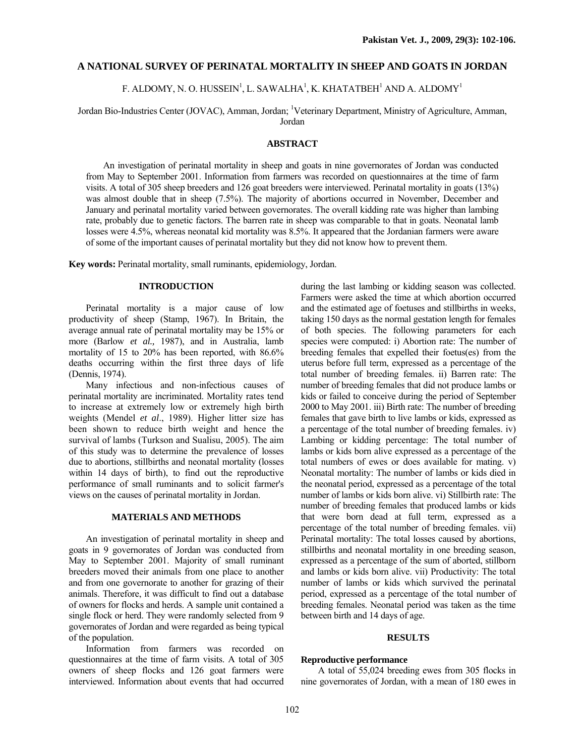# A NATIONAL SURVEY OF PERINATAL MORTALITY IN SHEEP AND GOATS IN JORDAN

F. ALDOMY, N. O. HUSSEIN[1], L. SAWALHA[1], K. KHATATBEH[1] AND A. ALDOMY[1]

Jordan Bio-Industries Center (JOVAC), Amman, Jordan; [1]Veterinary Department, Ministry of Agriculture, Amman, Jordan

## ABSTRACT

An investigation of perinatal mortality in sheep and goats in nine governorates of Jordan was conducted from May to September 2001. Information from farmers was recorded on questionnaires at the time of farm visits. A total of 305 sheep breeders and 126 goat breeders were interviewed. Perinatal mortality in goats (13%) was almost double that in sheep (7.5%). The majority of abortions occurred in November, December and January and perinatal mortality varied between governorates. The overall kidding rate was higher than lambing rate, probably due to genetic factors. The barren rate in sheep was comparable to that in goats. Neonatal lamb losses were 4.5%, whereas neonatal kid mortality was 8.5%. It appeared that the Jordanian farmers were aware of some of the important causes of perinatal mortality but they did not know how to prevent them.

**Key words:** Perinatal mortality, small ruminants, epidemiology, Jordan.

## INTRODUCTION

Perinatal mortality is a major cause of low productivity of sheep (Stamp, 1967). In Britain, the average annual rate of perinatal mortality may be 15% or more (Barlow *et al.,* 1987), and in Australia, lamb mortality of 15 to 20% has been reported, with 86.6% deaths occurring within the first three days of life (Dennis, 1974).

Many infectious and non-infectious causes of perinatal mortality are incriminated. Mortality rates tend to increase at extremely low or extremely high birth weights (Mendel *et al*., 1989). Higher litter size has been shown to reduce birth weight and hence the survival of lambs (Turkson and Sualisu, 2005). The aim of this study was to determine the prevalence of losses due to abortions, stillbirths and neonatal mortality (losses within 14 days of birth), to find out the reproductive performance of small ruminants and to solicit farmer's views on the causes of perinatal mortality in Jordan.

## MATERIALS AND METHODS

An investigation of perinatal mortality in sheep and goats in 9 governorates of Jordan was conducted from May to September 2001. Majority of small ruminant breeders moved their animals from one place to another and from one governorate to another for grazing of their animals. Therefore, it was difficult to find out a database of owners for flocks and herds. A sample unit contained a single flock or herd. They were randomly selected from 9 governorates of Jordan and were regarded as being typical of the population.

Information from farmers was recorded on questionnaires at the time of farm visits. A total of 305 owners of sheep flocks and 126 goat farmers were interviewed. Information about events that had occurred during the last lambing or kidding season was collected. Farmers were asked the time at which abortion occurred and the estimated age of foetuses and stillbirths in weeks, taking 150 days as the normal gestation length for females of both species. The following parameters for each species were computed: i) Abortion rate: The number of breeding females that expelled their foetus(es) from the uterus before full term, expressed as a percentage of the total number of breeding females. ii) Barren rate: The number of breeding females that did not produce lambs or kids or failed to conceive during the period of September 2000 to May 2001. iii) Birth rate: The number of breeding females that gave birth to live lambs or kids, expressed as a percentage of the total number of breeding females. iv) Lambing or kidding percentage: The total number of lambs or kids born alive expressed as a percentage of the total numbers of ewes or does available for mating. v) Neonatal mortality: The number of lambs or kids died in the neonatal period, expressed as a percentage of the total number of lambs or kids born alive. vi) Stillbirth rate: The number of breeding females that produced lambs or kids that were born dead at full term, expressed as a percentage of the total number of breeding females. vii) Perinatal mortality: The total losses caused by abortions, stillbirths and neonatal mortality in one breeding season, expressed as a percentage of the sum of aborted, stillborn and lambs or kids born alive. vii) Productivity: The total number of lambs or kids which survived the perinatal period, expressed as a percentage of the total number of breeding females. Neonatal period was taken as the time between birth and 14 days of age.

## RESULTS

### Reproductive performance

A total of 55,024 breeding ewes from 305 flocks in nine governorates of Jordan, with a mean of 180 ewes in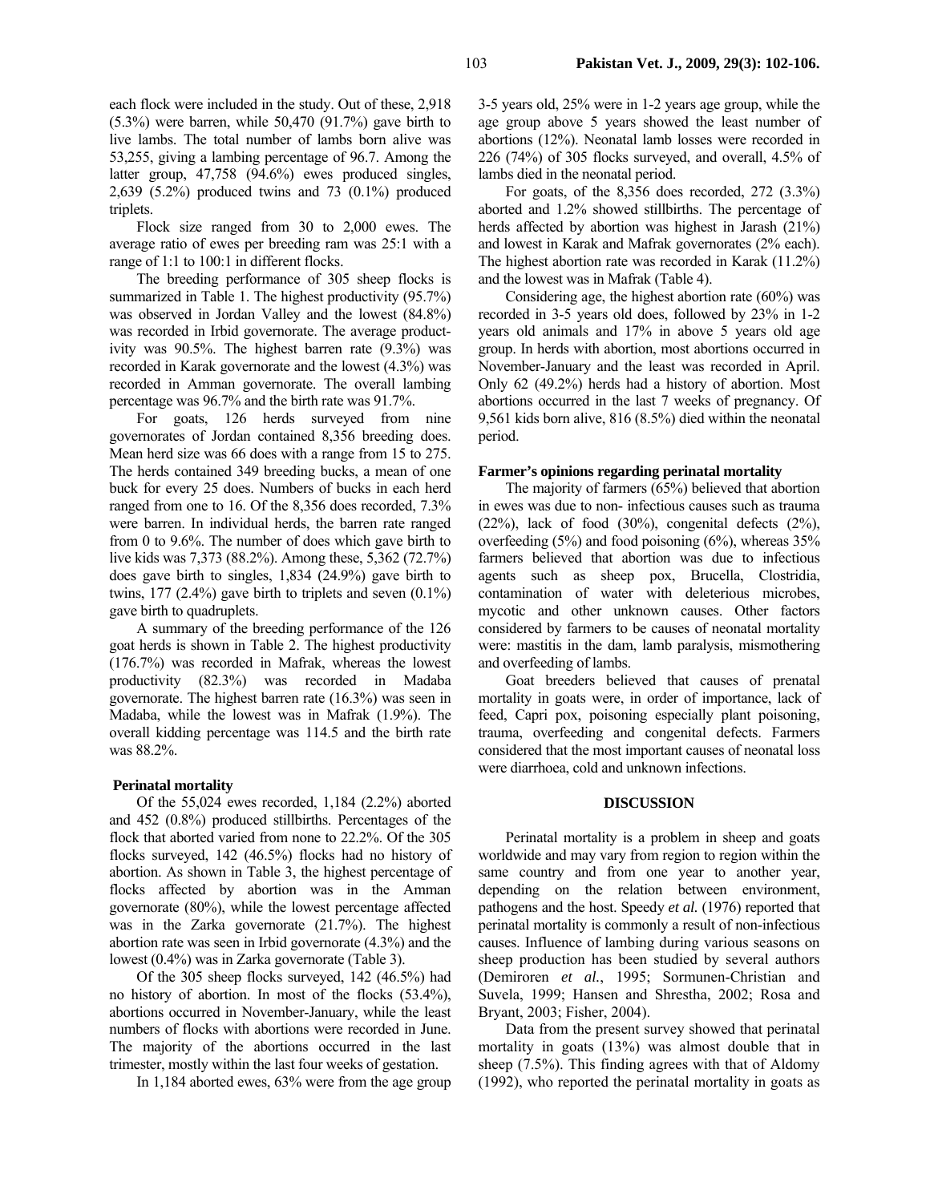each flock were included in the study. Out of these, 2,918 (5.3%) were barren, while 50,470 (91.7%) gave birth to live lambs. The total number of lambs born alive was 53,255, giving a lambing percentage of 96.7. Among the latter group, 47,758 (94.6%) ewes produced singles, 2,639 (5.2%) produced twins and 73 (0.1%) produced triplets.

Flock size ranged from 30 to 2,000 ewes. The average ratio of ewes per breeding ram was 25:1 with a range of 1:1 to 100:1 in different flocks.

The breeding performance of 305 sheep flocks is summarized in Table 1. The highest productivity (95.7%) was observed in Jordan Valley and the lowest (84.8%) was recorded in Irbid governorate. The average productivity was 90.5%. The highest barren rate (9.3%) was recorded in Karak governorate and the lowest (4.3%) was recorded in Amman governorate. The overall lambing percentage was 96.7% and the birth rate was 91.7%.

For goats, 126 herds surveyed from nine governorates of Jordan contained 8,356 breeding does. Mean herd size was 66 does with a range from 15 to 275. The herds contained 349 breeding bucks, a mean of one buck for every 25 does. Numbers of bucks in each herd ranged from one to 16. Of the 8,356 does recorded, 7.3% were barren. In individual herds, the barren rate ranged from 0 to 9.6%. The number of does which gave birth to live kids was 7,373 (88.2%). Among these, 5,362 (72.7%) does gave birth to singles, 1,834 (24.9%) gave birth to twins, 177 (2.4%) gave birth to triplets and seven (0.1%) gave birth to quadruplets.

A summary of the breeding performance of the 126 goat herds is shown in Table 2. The highest productivity (176.7%) was recorded in Mafrak, whereas the lowest productivity (82.3%) was recorded in Madaba governorate. The highest barren rate (16.3%) was seen in Madaba, while the lowest was in Mafrak (1.9%). The overall kidding percentage was 114.5 and the birth rate was 88.2%.

### Perinatal mortality

Of the 55,024 ewes recorded, 1,184 (2.2%) aborted and 452 (0.8%) produced stillbirths. Percentages of the flock that aborted varied from none to 22.2%. Of the 305 flocks surveyed, 142 (46.5%) flocks had no history of abortion. As shown in Table 3, the highest percentage of flocks affected by abortion was in the Amman governorate (80%), while the lowest percentage affected was in the Zarka governorate (21.7%). The highest abortion rate was seen in Irbid governorate (4.3%) and the lowest (0.4%) was in Zarka governorate (Table 3).

Of the 305 sheep flocks surveyed, 142 (46.5%) had no history of abortion. In most of the flocks (53.4%), abortions occurred in November-January, while the least numbers of flocks with abortions were recorded in June. The majority of the abortions occurred in the last trimester, mostly within the last four weeks of gestation.

In 1,184 aborted ewes, 63% were from the age group 3-5 years old, 25% were in 1-2 years age group, while the age group above 5 years showed the least number of abortions (12%). Neonatal lamb losses were recorded in 226 (74%) of 305 flocks surveyed, and overall, 4.5% of lambs died in the neonatal period.

For goats, of the 8,356 does recorded, 272 (3.3%) aborted and 1.2% showed stillbirths. The percentage of herds affected by abortion was highest in Jarash (21%) and lowest in Karak and Mafrak governorates (2% each). The highest abortion rate was recorded in Karak (11.2%) and the lowest was in Mafrak (Table 4).

Considering age, the highest abortion rate (60%) was recorded in 3-5 years old does, followed by 23% in 1-2 years old animals and 17% in above 5 years old age group. In herds with abortion, most abortions occurred in November-January and the least was recorded in April. Only 62 (49.2%) herds had a history of abortion. Most abortions occurred in the last 7 weeks of pregnancy. Of 9,561 kids born alive, 816 (8.5%) died within the neonatal period.

### Farmer's opinions regarding perinatal mortality

The majority of farmers (65%) believed that abortion in ewes was due to non- infectious causes such as trauma (22%), lack of food (30%), congenital defects (2%), overfeeding (5%) and food poisoning (6%), whereas 35% farmers believed that abortion was due to infectious agents such as sheep pox, Brucella, Clostridia, contamination of water with deleterious microbes, mycotic and other unknown causes. Other factors considered by farmers to be causes of neonatal mortality were: mastitis in the dam, lamb paralysis, mismothering and overfeeding of lambs.

Goat breeders believed that causes of prenatal mortality in goats were, in order of importance, lack of feed, Capri pox, poisoning especially plant poisoning, trauma, overfeeding and congenital defects. Farmers considered that the most important causes of neonatal loss were diarrhoea, cold and unknown infections.

## DISCUSSION

Perinatal mortality is a problem in sheep and goats worldwide and may vary from region to region within the same country and from one year to another year, depending on the relation between environment, pathogens and the host. Speedy *et al.* (1976) reported that perinatal mortality is commonly a result of non-infectious causes. Influence of lambing during various seasons on sheep production has been studied by several authors (Demiroren *et al.*, 1995; Sormunen-Christian and Suvela, 1999; Hansen and Shrestha, 2002; Rosa and Bryant, 2003; Fisher, 2004).

Data from the present survey showed that perinatal mortality in goats (13%) was almost double that in sheep (7.5%). This finding agrees with that of Aldomy (1992), who reported the perinatal mortality in goats as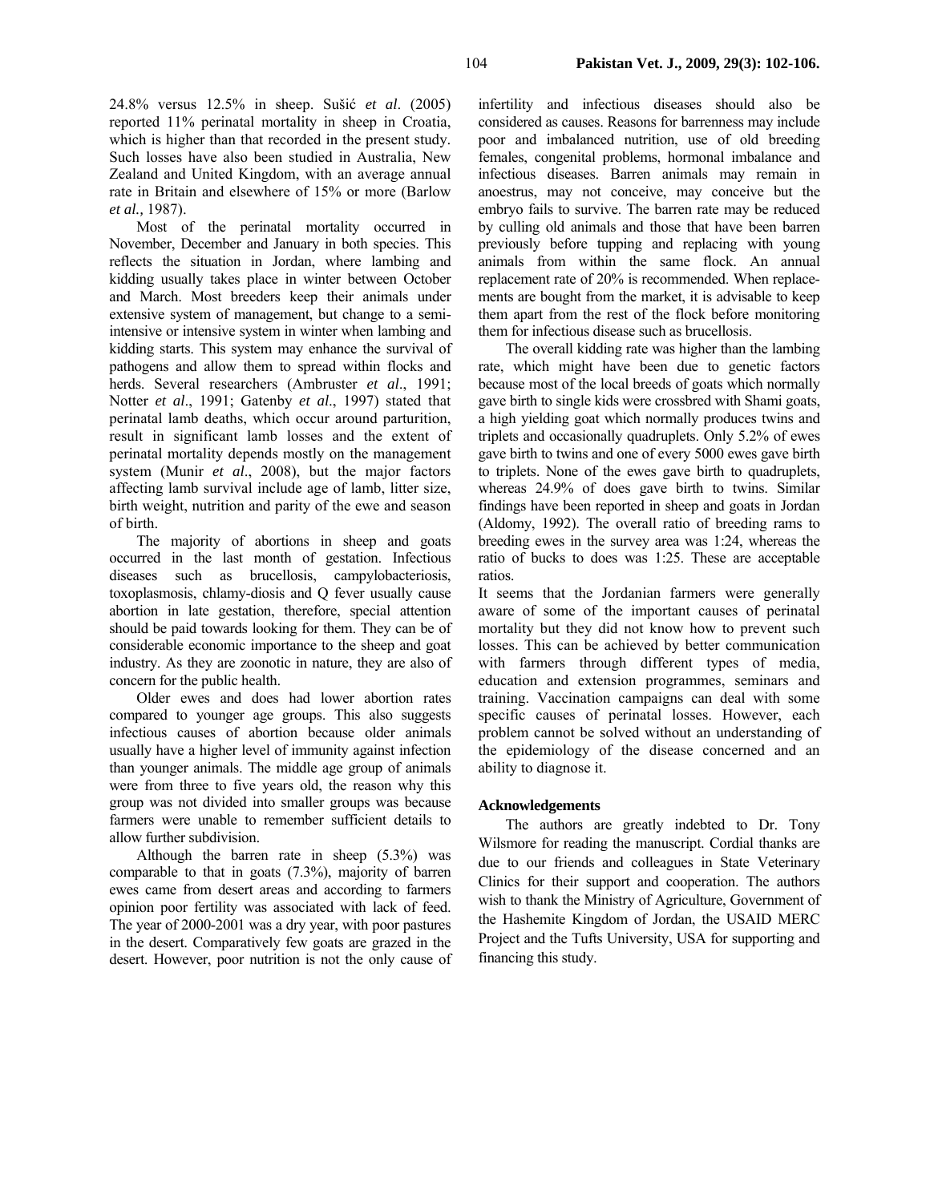24.8% versus 12.5% in sheep. Sušić *et al*. (2005) reported 11% perinatal mortality in sheep in Croatia, which is higher than that recorded in the present study. Such losses have also been studied in Australia, New Zealand and United Kingdom, with an average annual rate in Britain and elsewhere of 15% or more (Barlow *et al.,* 1987).

Most of the perinatal mortality occurred in November, December and January in both species. This reflects the situation in Jordan, where lambing and kidding usually takes place in winter between October and March. Most breeders keep their animals under extensive system of management, but change to a semi-intensive or intensive system in winter when lambing and kidding starts. This system may enhance the survival of pathogens and allow them to spread within flocks and herds. Several researchers (Ambruster *et al*., 1991; Notter *et al*., 1991; Gatenby *et al*., 1997) stated that perinatal lamb deaths, which occur around parturition, result in significant lamb losses and the extent of perinatal mortality depends mostly on the management system (Munir *et al*., 2008), but the major factors affecting lamb survival include age of lamb, litter size, birth weight, nutrition and parity of the ewe and season of birth.

The majority of abortions in sheep and goats occurred in the last month of gestation. Infectious diseases such as brucellosis, campylobacteriosis, toxoplasmosis, chlamy-diosis and Q fever usually cause abortion in late gestation, therefore, special attention should be paid towards looking for them. They can be of considerable economic importance to the sheep and goat industry. As they are zoonotic in nature, they are also of concern for the public health.

Older ewes and does had lower abortion rates compared to younger age groups. This also suggests infectious causes of abortion because older animals usually have a higher level of immunity against infection than younger animals. The middle age group of animals were from three to five years old, the reason why this group was not divided into smaller groups was because farmers were unable to remember sufficient details to allow further subdivision.

Although the barren rate in sheep (5.3%) was comparable to that in goats (7.3%), majority of barren ewes came from desert areas and according to farmers opinion poor fertility was associated with lack of feed. The year of 2000-2001 was a dry year, with poor pastures in the desert. Comparatively few goats are grazed in the desert. However, poor nutrition is not the only cause of infertility and infectious diseases should also be considered as causes. Reasons for barrenness may include poor and imbalanced nutrition, use of old breeding females, congenital problems, hormonal imbalance and infectious diseases. Barren animals may remain in anoestrus, may not conceive, may conceive but the embryo fails to survive. The barren rate may be reduced by culling old animals and those that have been barren previously before tupping and replacing with young animals from within the same flock. An annual replacement rate of 20% is recommended. When replacements are bought from the market, it is advisable to keep them apart from the rest of the flock before monitoring them for infectious disease such as brucellosis.

The overall kidding rate was higher than the lambing rate, which might have been due to genetic factors because most of the local breeds of goats which normally gave birth to single kids were crossbred with Shami goats, a high yielding goat which normally produces twins and triplets and occasionally quadruplets. Only 5.2% of ewes gave birth to twins and one of every 5000 ewes gave birth to triplets. None of the ewes gave birth to quadruplets, whereas 24.9% of does gave birth to twins. Similar findings have been reported in sheep and goats in Jordan (Aldomy, 1992). The overall ratio of breeding rams to breeding ewes in the survey area was 1:24, whereas the ratio of bucks to does was 1:25. These are acceptable ratios.

It seems that the Jordanian farmers were generally aware of some of the important causes of perinatal mortality but they did not know how to prevent such losses. This can be achieved by better communication with farmers through different types of media, education and extension programmes, seminars and training. Vaccination campaigns can deal with some specific causes of perinatal losses. However, each problem cannot be solved without an understanding of the epidemiology of the disease concerned and an ability to diagnose it.

## Acknowledgements

The authors are greatly indebted to Dr. Tony Wilsmore for reading the manuscript. Cordial thanks are due to our friends and colleagues in State Veterinary Clinics for their support and cooperation. The authors wish to thank the Ministry of Agriculture, Government of the Hashemite Kingdom of Jordan, the USAID MERC Project and the Tufts University, USA for supporting and financing this study.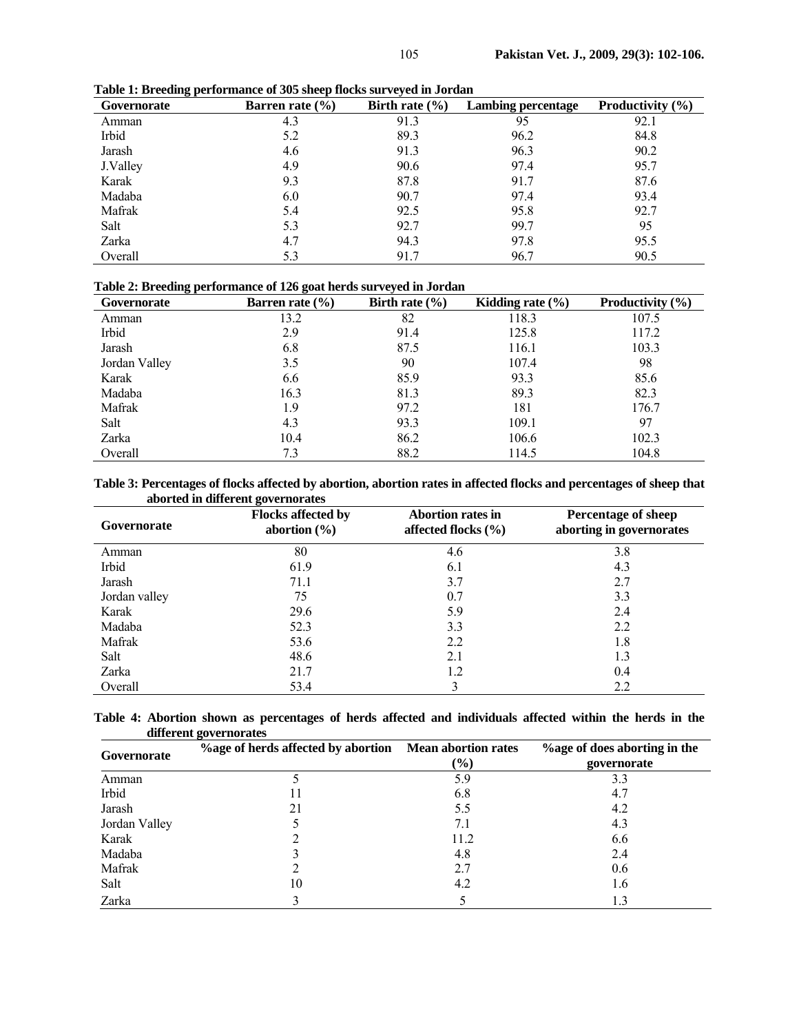**Table 1: Breeding performance of 305 sheep flocks surveyed in Jordan**

| Governorate | Barren rate (%) | Birth rate (%) | Lambing percentage | Productivity (%) |
|---|---|---|---|---|
| Amman | 4.3 | 91.3 | 95 | 92.1 |
| Irbid | 5.2 | 89.3 | 96.2 | 84.8 |
| Jarash | 4.6 | 91.3 | 96.3 | 90.2 |
| J.Valley | 4.9 | 90.6 | 97.4 | 95.7 |
| Karak | 9.3 | 87.8 | 91.7 | 87.6 |
| Madaba | 6.0 | 90.7 | 97.4 | 93.4 |
| Mafrak | 5.4 | 92.5 | 95.8 | 92.7 |
| Salt | 5.3 | 92.7 | 99.7 | 95 |
| Zarka | 4.7 | 94.3 | 97.8 | 95.5 |
| Overall | 5.3 | 91.7 | 96.7 | 90.5 |

**Table 2: Breeding performance of 126 goat herds surveyed in Jordan**

| Governorate | Barren rate (%) | Birth rate (%) | Kidding rate (%) | Productivity (%) |
|---|---|---|---|---|
| Amman | 13.2 | 82 | 118.3 | 107.5 |
| Irbid | 2.9 | 91.4 | 125.8 | 117.2 |
| Jarash | 6.8 | 87.5 | 116.1 | 103.3 |
| Jordan Valley | 3.5 | 90 | 107.4 | 98 |
| Karak | 6.6 | 85.9 | 93.3 | 85.6 |
| Madaba | 16.3 | 81.3 | 89.3 | 82.3 |
| Mafrak | 1.9 | 97.2 | 181 | 176.7 |
| Salt | 4.3 | 93.3 | 109.1 | 97 |
| Zarka | 10.4 | 86.2 | 106.6 | 102.3 |
| Overall | 7.3 | 88.2 | 114.5 | 104.8 |

**Table 3: Percentages of flocks affected by abortion, abortion rates in affected flocks and percentages of sheep that aborted in different governorates**

| Governorate | Flocks affected by abortion (%) | Abortion rates in affected flocks (%) | Percentage of sheep aborting in governorates |
|---|---|---|---|
| Amman | 80 | 4.6 | 3.8 |
| Irbid | 61.9 | 6.1 | 4.3 |
| Jarash | 71.1 | 3.7 | 2.7 |
| Jordan valley | 75 | 0.7 | 3.3 |
| Karak | 29.6 | 5.9 | 2.4 |
| Madaba | 52.3 | 3.3 | 2.2 |
| Mafrak | 53.6 | 2.2 | 1.8 |
| Salt | 48.6 | 2.1 | 1.3 |
| Zarka | 21.7 | 1.2 | 0.4 |
| Overall | 53.4 | 3 | 2.2 |

**Table 4: Abortion shown as percentages of herds affected and individuals affected within the herds in the different governorates**

| Governorate | %age of herds affected by abortion | Mean abortion rates (%) | %age of does aborting in the governorate |
|---|---|---|---|
| Amman | 5 | 5.9 | 3.3 |
| Irbid | 11 | 6.8 | 4.7 |
| Jarash | 21 | 5.5 | 4.2 |
| Jordan Valley | 5 | 7.1 | 4.3 |
| Karak | 2 | 11.2 | 6.6 |
| Madaba | 3 | 4.8 | 2.4 |
| Mafrak | 2 | 2.7 | 0.6 |
| Salt | 10 | 4.2 | 1.6 |
| Zarka | 3 | 5 | 1.3 |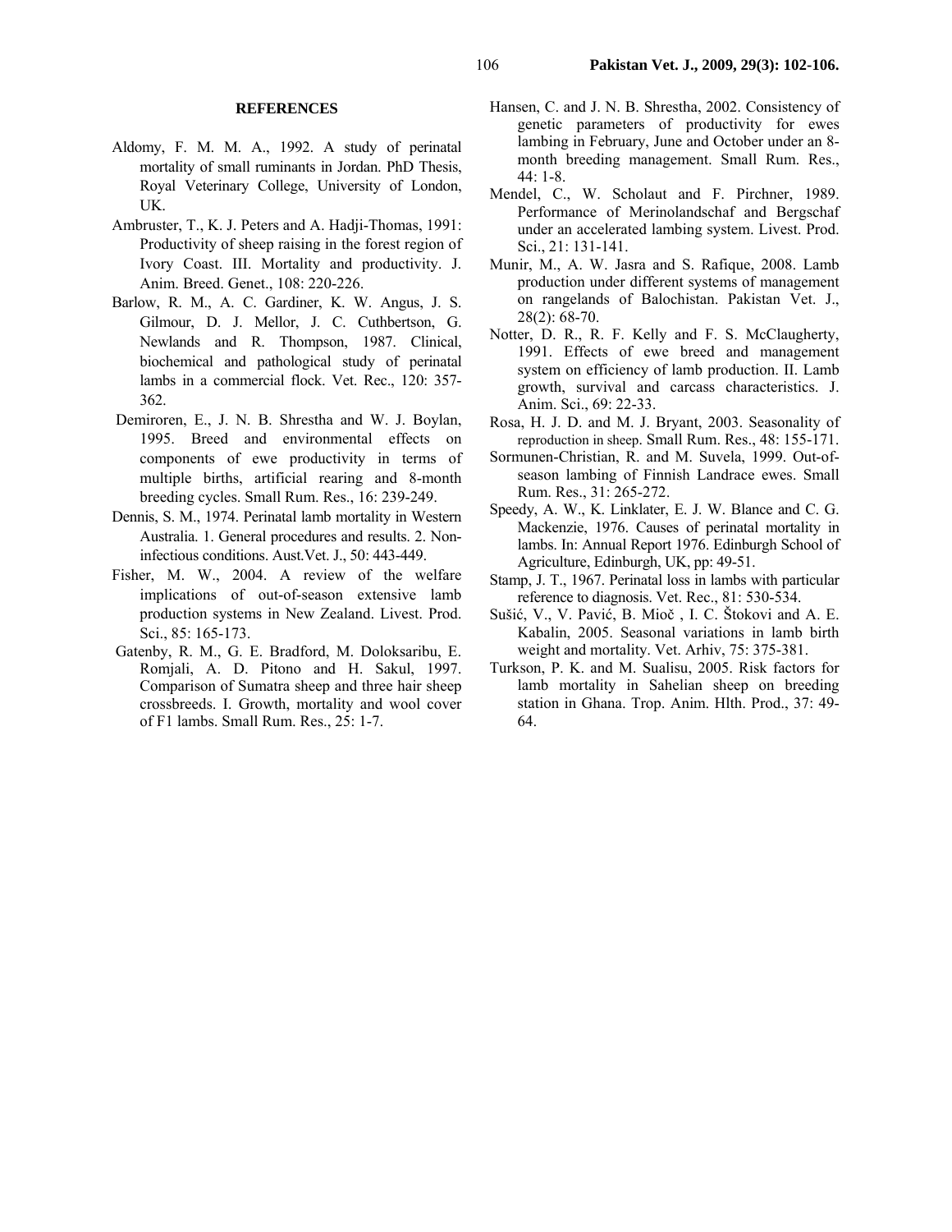## REFERENCES

Aldomy, F. M. M. A., 1992. A study of perinatal mortality of small ruminants in Jordan. PhD Thesis, Royal Veterinary College, University of London, UK.

Ambruster, T., K. J. Peters and A. Hadji-Thomas, 1991: Productivity of sheep raising in the forest region of Ivory Coast. III. Mortality and productivity. J. Anim. Breed. Genet., 108: 220-226.

Barlow, R. M., A. C. Gardiner, K. W. Angus, J. S. Gilmour, D. J. Mellor, J. C. Cuthbertson, G. Newlands and R. Thompson, 1987. Clinical, biochemical and pathological study of perinatal lambs in a commercial flock. Vet. Rec., 120: 357-362.

Demiroren, E., J. N. B. Shrestha and W. J. Boylan, 1995. Breed and environmental effects on components of ewe productivity in terms of multiple births, artificial rearing and 8-month breeding cycles. Small Rum. Res., 16: 239-249.

Dennis, S. M., 1974. Perinatal lamb mortality in Western Australia. 1. General procedures and results. 2. Non-infectious conditions. Aust.Vet. J., 50: 443-449.

Fisher, M. W., 2004. A review of the welfare implications of out-of-season extensive lamb production systems in New Zealand. Livest. Prod. Sci., 85: 165-173.

Gatenby, R. M., G. E. Bradford, M. Doloksaribu, E. Romjali, A. D. Pitono and H. Sakul, 1997. Comparison of Sumatra sheep and three hair sheep crossbreeds. I. Growth, mortality and wool cover of F1 lambs. Small Rum. Res., 25: 1-7.

Hansen, C. and J. N. B. Shrestha, 2002. Consistency of genetic parameters of productivity for ewes lambing in February, June and October under an 8-month breeding management. Small Rum. Res., 44: 1-8.

Mendel, C., W. Scholaut and F. Pirchner, 1989. Performance of Merinolandschaf and Bergschaf under an accelerated lambing system. Livest. Prod. Sci., 21: 131-141.

Munir, M., A. W. Jasra and S. Rafique, 2008. Lamb production under different systems of management on rangelands of Balochistan. Pakistan Vet. J., 28(2): 68-70.

Notter, D. R., R. F. Kelly and F. S. McClaugherty, 1991. Effects of ewe breed and management system on efficiency of lamb production. II. Lamb growth, survival and carcass characteristics. J. Anim. Sci., 69: 22-33.

Rosa, H. J. D. and M. J. Bryant, 2003. Seasonality of reproduction in sheep. Small Rum. Res., 48: 155-171.

Sormunen-Christian, R. and M. Suvela, 1999. Out-of-season lambing of Finnish Landrace ewes. Small Rum. Res., 31: 265-272.

Speedy, A. W., K. Linklater, E. J. W. Blance and C. G. Mackenzie, 1976. Causes of perinatal mortality in lambs. In: Annual Report 1976. Edinburgh School of Agriculture, Edinburgh, UK, pp: 49-51.

Stamp, J. T., 1967. Perinatal loss in lambs with particular reference to diagnosis. Vet. Rec., 81: 530-534.

Sušić, V., V. Pavić, B. Mioč , I. C. Štokovi and A. E. Kabalin, 2005. Seasonal variations in lamb birth weight and mortality. Vet. Arhiv, 75: 375-381.

Turkson, P. K. and M. Sualisu, 2005. Risk factors for lamb mortality in Sahelian sheep on breeding station in Ghana. Trop. Anim. Hlth. Prod., 37: 49-64.